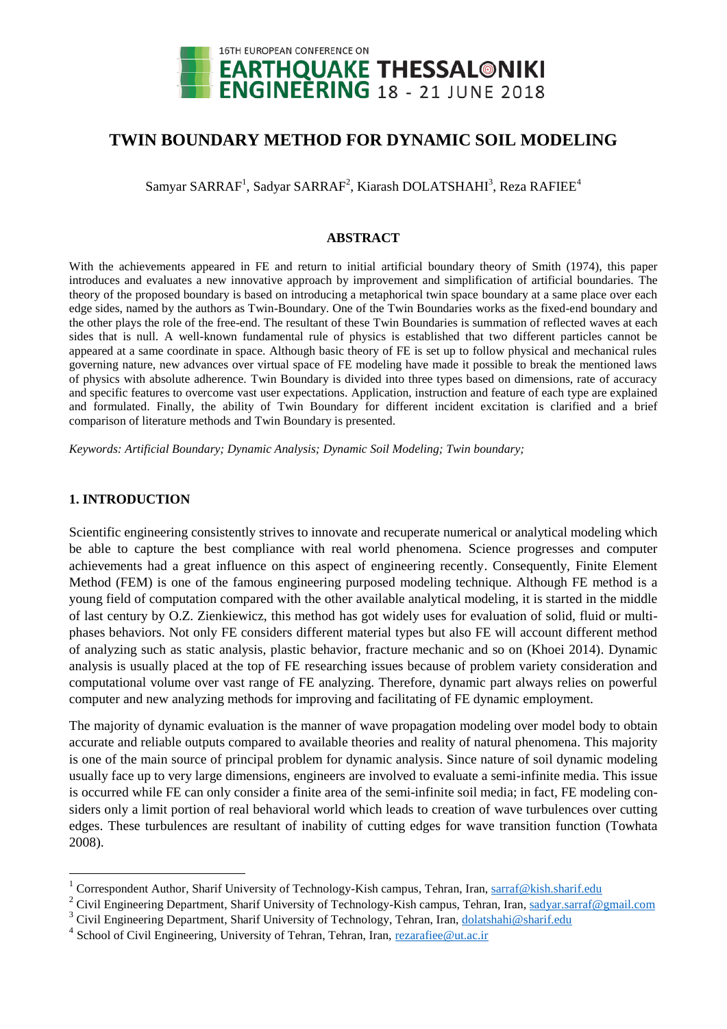# TWIN BOUNDARY METHOD FOR DYNAMIC SOIL MODELING

Samyar SARRAF[1], Sadyar SARRAF[2], Kiarash DOLATSHAHI[3], Reza RAFIEE[4]

## ABSTRACT

With the achievements appeared in FE and return to initial artificial boundary theory of Smith (1974), this paper introduces and evaluates a new innovative approach by improvement and simplification of artificial boundaries. The theory of the proposed boundary is based on introducing a metaphorical twin space boundary at a same place over each edge sides, named by the authors as Twin-Boundary. One of the Twin Boundaries works as the fixed-end boundary and the other plays the role of the free-end. The resultant of these Twin Boundaries is summation of reflected waves at each sides that is null. A well-known fundamental rule of physics is established that two different particles cannot be appeared at a same coordinate in space. Although basic theory of FE is set up to follow physical and mechanical rules governing nature, new advances over virtual space of FE modeling have made it possible to break the mentioned laws of physics with absolute adherence. Twin Boundary is divided into three types based on dimensions, rate of accuracy and specific features to overcome vast user expectations. Application, instruction and feature of each type are explained and formulated. Finally, the ability of Twin Boundary for different incident excitation is clarified and a brief comparison of literature methods and Twin Boundary is presented.

*Keywords: Artificial Boundary; Dynamic Analysis; Dynamic Soil Modeling; Twin boundary;*

## 1. INTRODUCTION

Scientific engineering consistently strives to innovate and recuperate numerical or analytical modeling which be able to capture the best compliance with real world phenomena. Science progresses and computer achievements had a great influence on this aspect of engineering recently. Consequently, Finite Element Method (FEM) is one of the famous engineering purposed modeling technique. Although FE method is a young field of computation compared with the other available analytical modeling, it is started in the middle of last century by O.Z. Zienkiewicz, this method has got widely uses for evaluation of solid, fluid or multi-phases behaviors. Not only FE considers different material types but also FE will account different method of analyzing such as static analysis, plastic behavior, fracture mechanic and so on (Khoei 2014). Dynamic analysis is usually placed at the top of FE researching issues because of problem variety consideration and computational volume over vast range of FE analyzing. Therefore, dynamic part always relies on powerful computer and new analyzing methods for improving and facilitating of FE dynamic employment.

The majority of dynamic evaluation is the manner of wave propagation modeling over model body to obtain accurate and reliable outputs compared to available theories and reality of natural phenomena. This majority is one of the main source of principal problem for dynamic analysis. Since nature of soil dynamic modeling usually face up to very large dimensions, engineers are involved to evaluate a semi-infinite media. This issue is occurred while FE can only consider a finite area of the semi-infinite soil media; in fact, FE modeling considers only a limit portion of real behavioral world which leads to creation of wave turbulences over cutting edges. These turbulences are resultant of inability of cutting edges for wave transition function (Towhata 2008).

---

[1] Correspondent Author, Sharif University of Technology-Kish campus, Tehran, Iran, sarraf@kish.sharif.edu

[2] Civil Engineering Department, Sharif University of Technology-Kish campus, Tehran, Iran, sadyar.sarraf@gmail.com

[3] Civil Engineering Department, Sharif University of Technology, Tehran, Iran, dolatshahi@sharif.edu

[4] School of Civil Engineering, University of Tehran, Tehran, Iran, rezarafiee@ut.ac.ir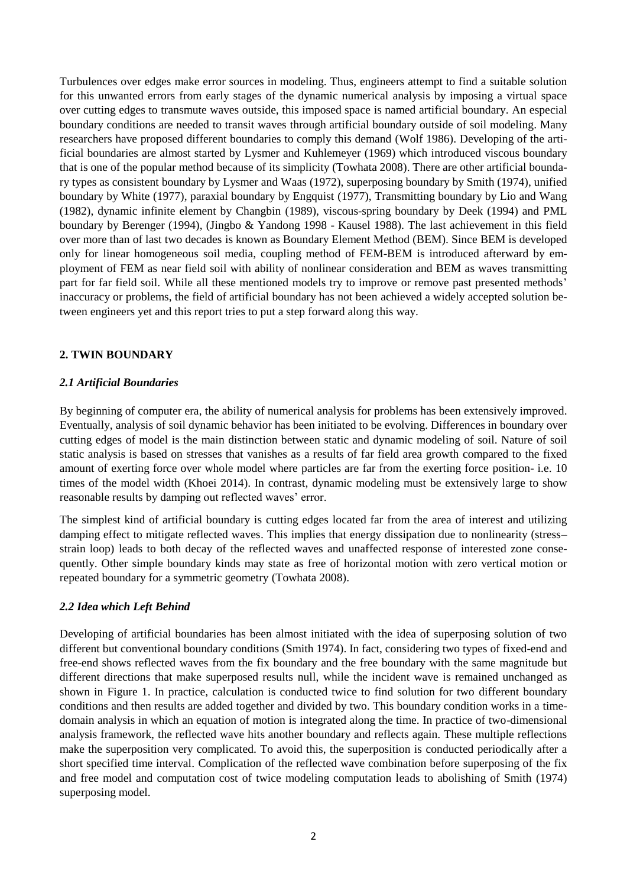Turbulences over edges make error sources in modeling. Thus, engineers attempt to find a suitable solution for this unwanted errors from early stages of the dynamic numerical analysis by imposing a virtual space over cutting edges to transmute waves outside, this imposed space is named artificial boundary. An especial boundary conditions are needed to transit waves through artificial boundary outside of soil modeling. Many researchers have proposed different boundaries to comply this demand (Wolf 1986). Developing of the artificial boundaries are almost started by Lysmer and Kuhlemeyer (1969) which introduced viscous boundary that is one of the popular method because of its simplicity (Towhata 2008). There are other artificial boundary types as consistent boundary by Lysmer and Waas (1972), superposing boundary by Smith (1974), unified boundary by White (1977), paraxial boundary by Engquist (1977), Transmitting boundary by Lio and Wang (1982), dynamic infinite element by Changbin (1989), viscous-spring boundary by Deek (1994) and PML boundary by Berenger (1994), (Jingbo & Yandong 1998 - Kausel 1988). The last achievement in this field over more than of last two decades is known as Boundary Element Method (BEM). Since BEM is developed only for linear homogeneous soil media, coupling method of FEM-BEM is introduced afterward by employment of FEM as near field soil with ability of nonlinear consideration and BEM as waves transmitting part for far field soil. While all these mentioned models try to improve or remove past presented methods' inaccuracy or problems, the field of artificial boundary has not been achieved a widely accepted solution between engineers yet and this report tries to put a step forward along this way.

## 2. TWIN BOUNDARY

### *2.1 Artificial Boundaries*

By beginning of computer era, the ability of numerical analysis for problems has been extensively improved. Eventually, analysis of soil dynamic behavior has been initiated to be evolving. Differences in boundary over cutting edges of model is the main distinction between static and dynamic modeling of soil. Nature of soil static analysis is based on stresses that vanishes as a results of far field area growth compared to the fixed amount of exerting force over whole model where particles are far from the exerting force position- i.e. 10 times of the model width (Khoei 2014). In contrast, dynamic modeling must be extensively large to show reasonable results by damping out reflected waves' error.

The simplest kind of artificial boundary is cutting edges located far from the area of interest and utilizing damping effect to mitigate reflected waves. This implies that energy dissipation due to nonlinearity (stress–strain loop) leads to both decay of the reflected waves and unaffected response of interested zone consequently. Other simple boundary kinds may state as free of horizontal motion with zero vertical motion or repeated boundary for a symmetric geometry (Towhata 2008).

### *2.2 Idea which Left Behind*

Developing of artificial boundaries has been almost initiated with the idea of superposing solution of two different but conventional boundary conditions (Smith 1974). In fact, considering two types of fixed-end and free-end shows reflected waves from the fix boundary and the free boundary with the same magnitude but different directions that make superposed results null, while the incident wave is remained unchanged as shown in Figure 1. In practice, calculation is conducted twice to find solution for two different boundary conditions and then results are added together and divided by two. This boundary condition works in a time-domain analysis in which an equation of motion is integrated along the time. In practice of two-dimensional analysis framework, the reflected wave hits another boundary and reflects again. These multiple reflections make the superposition very complicated. To avoid this, the superposition is conducted periodically after a short specified time interval. Complication of the reflected wave combination before superposing of the fix and free model and computation cost of twice modeling computation leads to abolishing of Smith (1974) superposing model.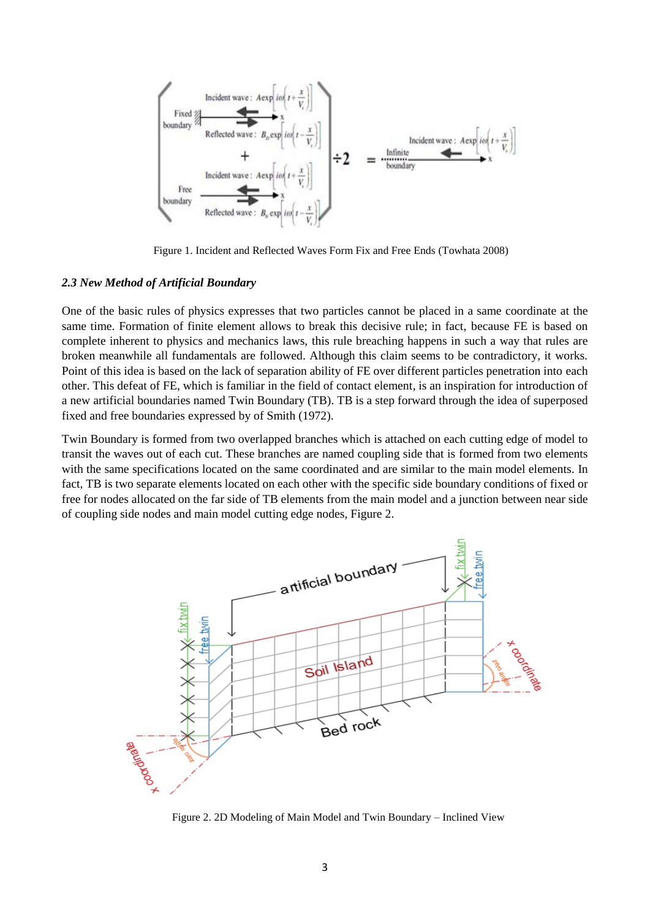Figure 1. Incident and Reflected Waves Form Fix and Free Ends (Towhata 2008)

### *2.3 New Method of Artificial Boundary*

One of the basic rules of physics expresses that two particles cannot be placed in a same coordinate at the same time. Formation of finite element allows to break this decisive rule; in fact, because FE is based on complete inherent to physics and mechanics laws, this rule breaching happens in such a way that rules are broken meanwhile all fundamentals are followed. Although this claim seems to be contradictory, it works. Point of this idea is based on the lack of separation ability of FE over different particles penetration into each other. This defeat of FE, which is familiar in the field of contact element, is an inspiration for introduction of a new artificial boundaries named Twin Boundary (TB). TB is a step forward through the idea of superposed fixed and free boundaries expressed by of Smith (1972).

Twin Boundary is formed from two overlapped branches which is attached on each cutting edge of model to transit the waves out of each cut. These branches are named coupling side that is formed from two elements with the same specifications located on the same coordinated and are similar to the main model elements. In fact, TB is two separate elements located on each other with the specific side boundary conditions of fixed or free for nodes allocated on the far side of TB elements from the main model and a junction between near side of coupling side nodes and main model cutting edge nodes, Figure 2.

Figure 2. 2D Modeling of Main Model and Twin Boundary – Inclined View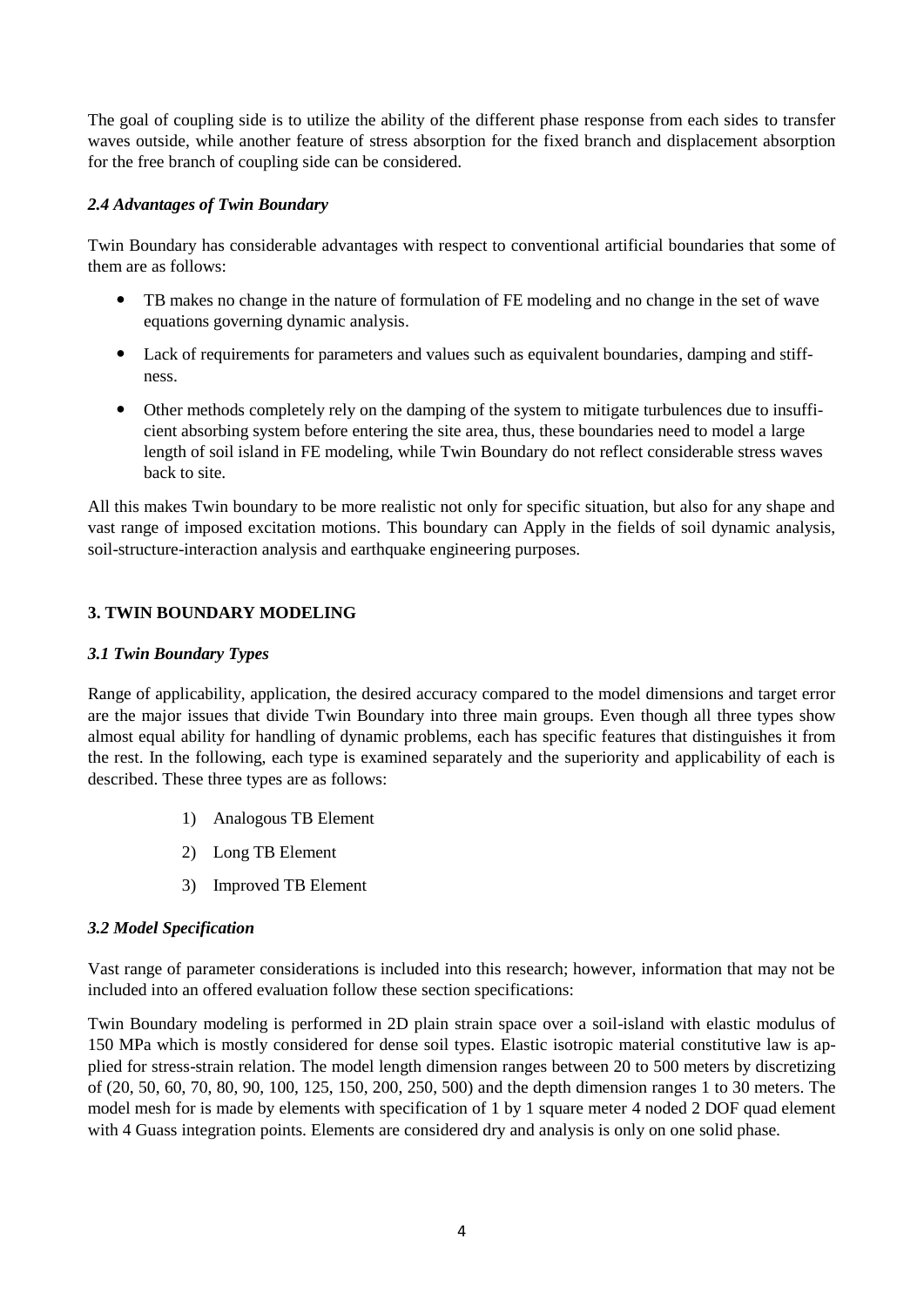The goal of coupling side is to utilize the ability of the different phase response from each sides to transfer waves outside, while another feature of stress absorption for the fixed branch and displacement absorption for the free branch of coupling side can be considered.

### *2.4 Advantages of Twin Boundary*

Twin Boundary has considerable advantages with respect to conventional artificial boundaries that some of them are as follows:

- TB makes no change in the nature of formulation of FE modeling and no change in the set of wave equations governing dynamic analysis.
- Lack of requirements for parameters and values such as equivalent boundaries, damping and stiffness.
- Other methods completely rely on the damping of the system to mitigate turbulences due to insufficient absorbing system before entering the site area, thus, these boundaries need to model a large length of soil island in FE modeling, while Twin Boundary do not reflect considerable stress waves back to site.

All this makes Twin boundary to be more realistic not only for specific situation, but also for any shape and vast range of imposed excitation motions. This boundary can Apply in the fields of soil dynamic analysis, soil-structure-interaction analysis and earthquake engineering purposes.

## 3. TWIN BOUNDARY MODELING

### *3.1 Twin Boundary Types*

Range of applicability, application, the desired accuracy compared to the model dimensions and target error are the major issues that divide Twin Boundary into three main groups. Even though all three types show almost equal ability for handling of dynamic problems, each has specific features that distinguishes it from the rest. In the following, each type is examined separately and the superiority and applicability of each is described. These three types are as follows:

1) Analogous TB Element
2) Long TB Element
3) Improved TB Element

### *3.2 Model Specification*

Vast range of parameter considerations is included into this research; however, information that may not be included into an offered evaluation follow these section specifications:

Twin Boundary modeling is performed in 2D plain strain space over a soil-island with elastic modulus of 150 MPa which is mostly considered for dense soil types. Elastic isotropic material constitutive law is applied for stress-strain relation. The model length dimension ranges between 20 to 500 meters by discretizing of (20, 50, 60, 70, 80, 90, 100, 125, 150, 200, 250, 500) and the depth dimension ranges 1 to 30 meters. The model mesh for is made by elements with specification of 1 by 1 square meter 4 noded 2 DOF quad element with 4 Guass integration points. Elements are considered dry and analysis is only on one solid phase.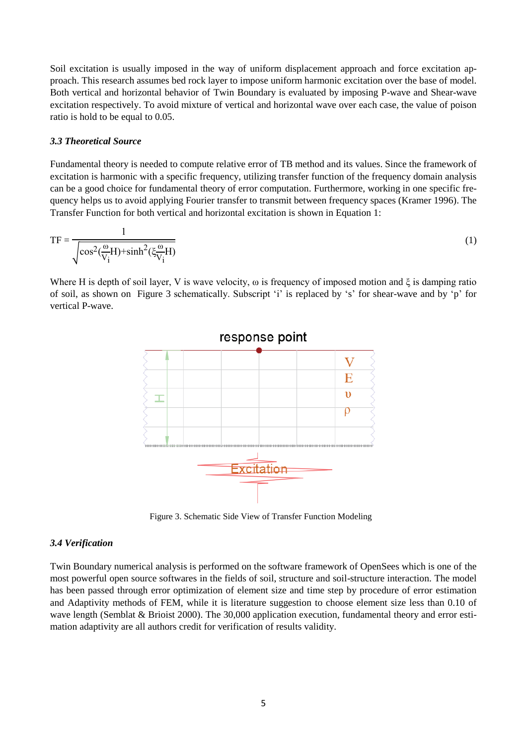Soil excitation is usually imposed in the way of uniform displacement approach and force excitation approach. This research assumes bed rock layer to impose uniform harmonic excitation over the base of model. Both vertical and horizontal behavior of Twin Boundary is evaluated by imposing P-wave and Shear-wave excitation respectively. To avoid mixture of vertical and horizontal wave over each case, the value of poison ratio is hold to be equal to 0.05.

### *3.3 Theoretical Source*

Fundamental theory is needed to compute relative error of TB method and its values. Since the framework of excitation is harmonic with a specific frequency, utilizing transfer function of the frequency domain analysis can be a good choice for fundamental theory of error computation. Furthermore, working in one specific frequency helps us to avoid applying Fourier transfer to transmit between frequency spaces (Kramer 1996). The Transfer Function for both vertical and horizontal excitation is shown in Equation 1:

$$TF = \frac{1}{\sqrt{\cos^2(\frac{\omega}{V_i}H) + \sinh^2(\xi\frac{\omega}{V_i}H)}} \tag{1}$$

Where H is depth of soil layer, V is wave velocity, ω is frequency of imposed motion and ξ is damping ratio of soil, as shown on Figure 3 schematically. Subscript 'i' is replaced by 's' for shear-wave and by 'p' for vertical P-wave.

Figure 3. Schematic Side View of Transfer Function Modeling

### *3.4 Verification*

Twin Boundary numerical analysis is performed on the software framework of OpenSees which is one of the most powerful open source softwares in the fields of soil, structure and soil-structure interaction. The model has been passed through error optimization of element size and time step by procedure of error estimation and Adaptivity methods of FEM, while it is literature suggestion to choose element size less than 0.10 of wave length (Semblat & Brioist 2000). The 30,000 application execution, fundamental theory and error estimation adaptivity are all authors credit for verification of results validity.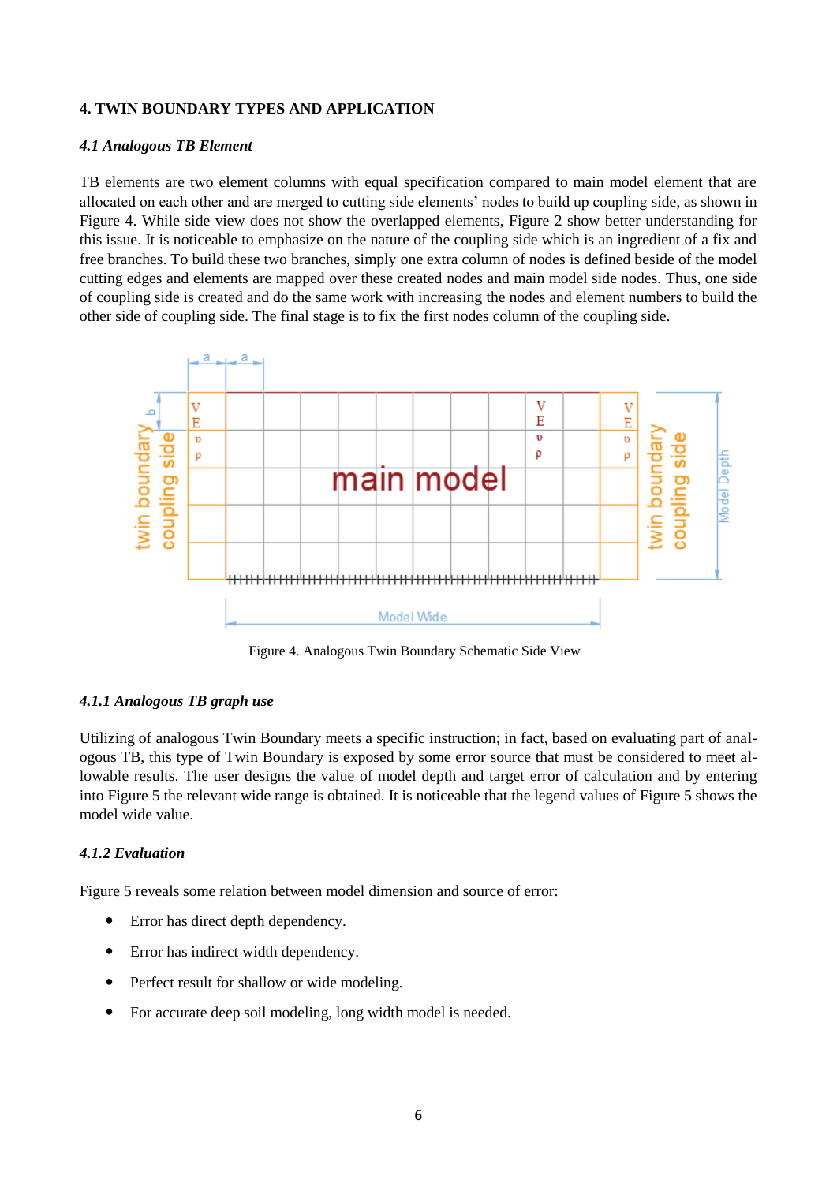### 4. TWIN BOUNDARY TYPES AND APPLICATION

#### *4.1 Analogous TB Element*

TB elements are two element columns with equal specification compared to main model element that are allocated on each other and are merged to cutting side elements' nodes to build up coupling side, as shown in Figure 4. While side view does not show the overlapped elements, Figure 2 show better understanding for this issue. It is noticeable to emphasize on the nature of the coupling side which is an ingredient of a fix and free branches. To build these two branches, simply one extra column of nodes is defined beside of the model cutting edges and elements are mapped over these created nodes and main model side nodes. Thus, one side of coupling side is created and do the same work with increasing the nodes and element numbers to build the other side of coupling side. The final stage is to fix the first nodes column of the coupling side.

Figure 4. Analogous Twin Boundary Schematic Side View

##### *4.1.1 Analogous TB graph use*

Utilizing of analogous Twin Boundary meets a specific instruction; in fact, based on evaluating part of analogous TB, this type of Twin Boundary is exposed by some error source that must be considered to meet allowable results. The user designs the value of model depth and target error of calculation and by entering into Figure 5 the relevant wide range is obtained. It is noticeable that the legend values of Figure 5 shows the model wide value.

##### *4.1.2 Evaluation*

Figure 5 reveals some relation between model dimension and source of error:

- Error has direct depth dependency.
- Error has indirect width dependency.
- Perfect result for shallow or wide modeling.
- For accurate deep soil modeling, long width model is needed.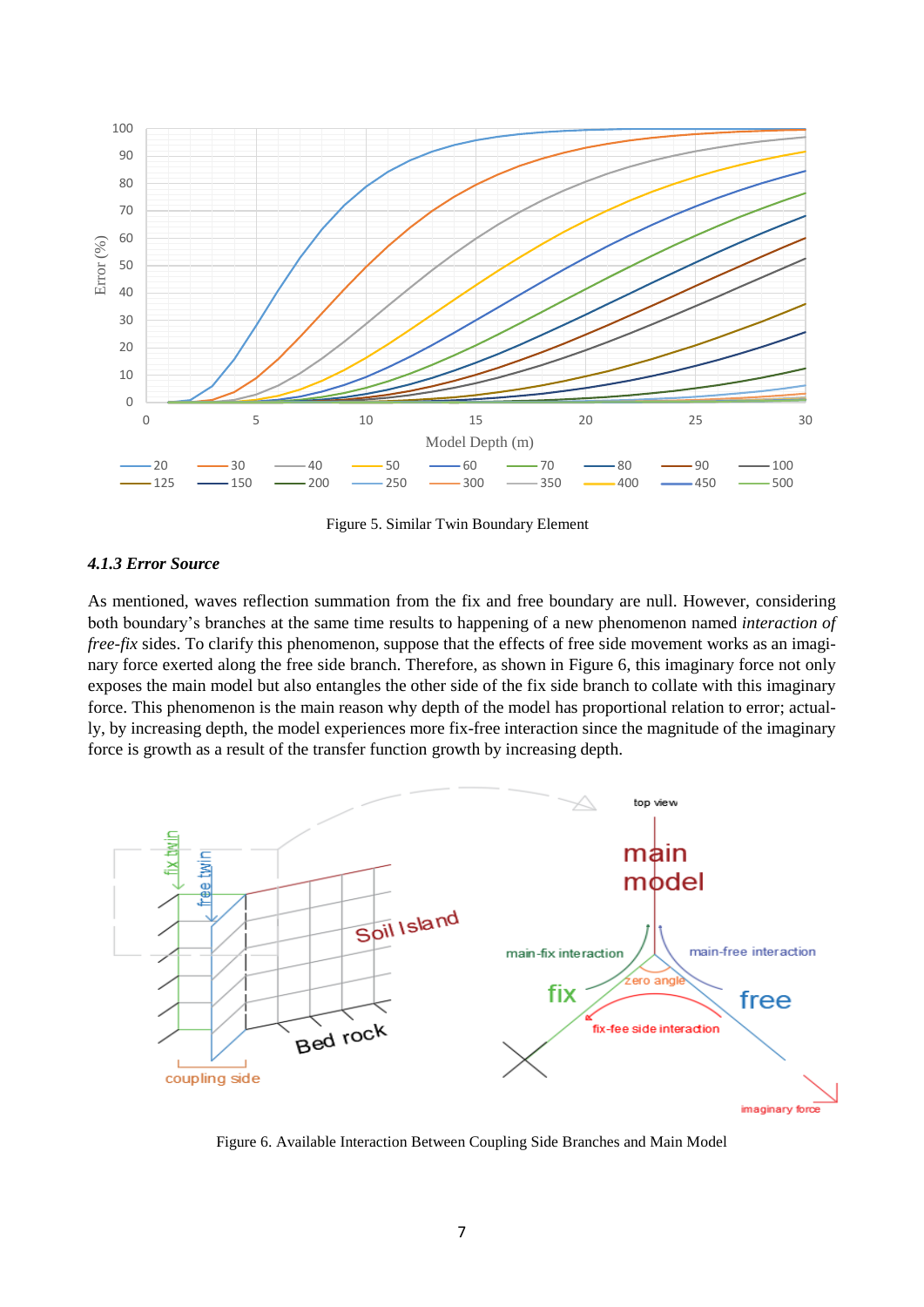Figure 5. Similar Twin Boundary Element

#### *4.1.3 Error Source*

As mentioned, waves reflection summation from the fix and free boundary are null. However, considering both boundary's branches at the same time results to happening of a new phenomenon named *interaction of free-fix* sides. To clarify this phenomenon, suppose that the effects of free side movement works as an imaginary force exerted along the free side branch. Therefore, as shown in Figure 6, this imaginary force not only exposes the main model but also entangles the other side of the fix side branch to collate with this imaginary force. This phenomenon is the main reason why depth of the model has proportional relation to error; actually, by increasing depth, the model experiences more fix-free interaction since the magnitude of the imaginary force is growth as a result of the transfer function growth by increasing depth.

Figure 6. Available Interaction Between Coupling Side Branches and Main Model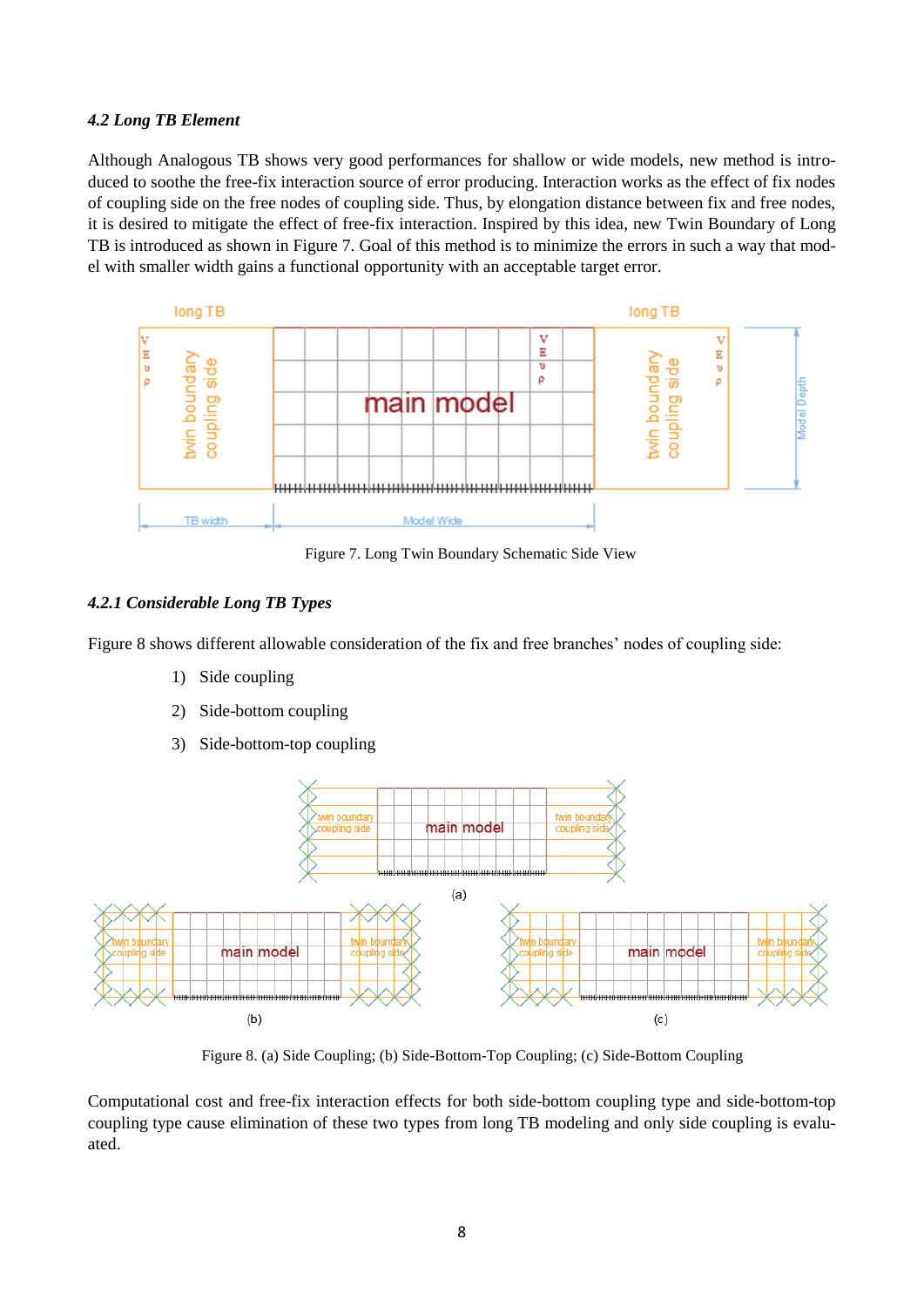#### *4.2 Long TB Element*

Although Analogous TB shows very good performances for shallow or wide models, new method is introduced to soothe the free-fix interaction source of error producing. Interaction works as the effect of fix nodes of coupling side on the free nodes of coupling side. Thus, by elongation distance between fix and free nodes, it is desired to mitigate the effect of free-fix interaction. Inspired by this idea, new Twin Boundary of Long TB is introduced as shown in Figure 7. Goal of this method is to minimize the errors in such a way that model with smaller width gains a functional opportunity with an acceptable target error.

Figure 7. Long Twin Boundary Schematic Side View

#### *4.2.1 Considerable Long TB Types*

Figure 8 shows different allowable consideration of the fix and free branches' nodes of coupling side:

1) Side coupling
2) Side-bottom coupling
3) Side-bottom-top coupling

Figure 8. (a) Side Coupling; (b) Side-Bottom-Top Coupling; (c) Side-Bottom Coupling

Computational cost and free-fix interaction effects for both side-bottom coupling type and side-bottom-top coupling type cause elimination of these two types from long TB modeling and only side coupling is evaluated.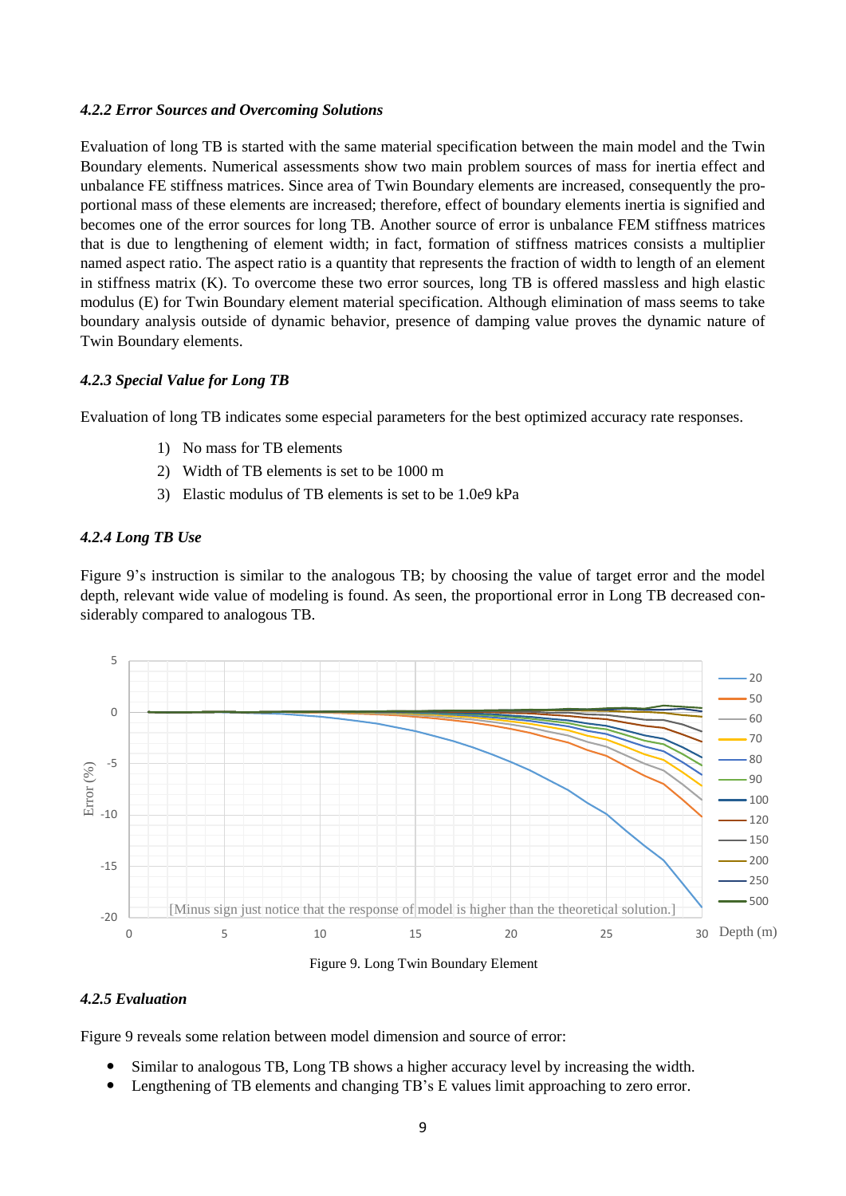#### *4.2.2 Error Sources and Overcoming Solutions*

Evaluation of long TB is started with the same material specification between the main model and the Twin Boundary elements. Numerical assessments show two main problem sources of mass for inertia effect and unbalance FE stiffness matrices. Since area of Twin Boundary elements are increased, consequently the proportional mass of these elements are increased; therefore, effect of boundary elements inertia is signified and becomes one of the error sources for long TB. Another source of error is unbalance FEM stiffness matrices that is due to lengthening of element width; in fact, formation of stiffness matrices consists a multiplier named aspect ratio. The aspect ratio is a quantity that represents the fraction of width to length of an element in stiffness matrix (K). To overcome these two error sources, long TB is offered massless and high elastic modulus (E) for Twin Boundary element material specification. Although elimination of mass seems to take boundary analysis outside of dynamic behavior, presence of damping value proves the dynamic nature of Twin Boundary elements.

#### *4.2.3 Special Value for Long TB*

Evaluation of long TB indicates some especial parameters for the best optimized accuracy rate responses.

1) No mass for TB elements
2) Width of TB elements is set to be 1000 m
3) Elastic modulus of TB elements is set to be 1.0e9 kPa

#### *4.2.4 Long TB Use*

Figure 9's instruction is similar to the analogous TB; by choosing the value of target error and the model depth, relevant wide value of modeling is found. As seen, the proportional error in Long TB decreased considerably compared to analogous TB.

Figure 9. Long Twin Boundary Element

#### *4.2.5 Evaluation*

Figure 9 reveals some relation between model dimension and source of error:

- Similar to analogous TB, Long TB shows a higher accuracy level by increasing the width.
- Lengthening of TB elements and changing TB's E values limit approaching to zero error.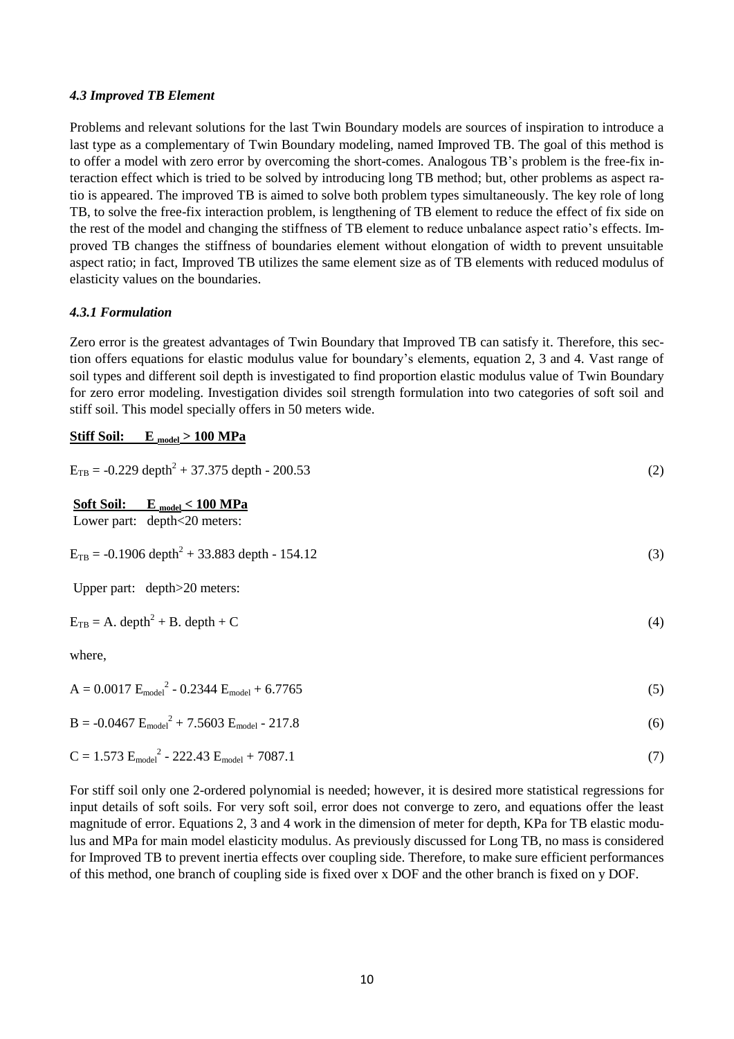### *4.3 Improved TB Element*

Problems and relevant solutions for the last Twin Boundary models are sources of inspiration to introduce a last type as a complementary of Twin Boundary modeling, named Improved TB. The goal of this method is to offer a model with zero error by overcoming the short-comes. Analogous TB's problem is the free-fix interaction effect which is tried to be solved by introducing long TB method; but, other problems as aspect ratio is appeared. The improved TB is aimed to solve both problem types simultaneously. The key role of long TB, to solve the free-fix interaction problem, is lengthening of TB element to reduce the effect of fix side on the rest of the model and changing the stiffness of TB element to reduce unbalance aspect ratio's effects. Improved TB changes the stiffness of boundaries element without elongation of width to prevent unsuitable aspect ratio; in fact, Improved TB utilizes the same element size as of TB elements with reduced modulus of elasticity values on the boundaries.

#### *4.3.1 Formulation*

Zero error is the greatest advantages of Twin Boundary that Improved TB can satisfy it. Therefore, this section offers equations for elastic modulus value for boundary's elements, equation 2, 3 and 4. Vast range of soil types and different soil depth is investigated to find proportion elastic modulus value of Twin Boundary for zero error modeling. Investigation divides soil strength formulation into two categories of soft soil and stiff soil. This model specially offers in 50 meters wide.

**Stiff Soil: $E_{model} > 100$ MPa**

$$E_{TB} = -0.229\ depth^2 + 37.375\ depth - 200.53 \tag{2}$$

**Soft Soil: $E_{model} < 100$ MPa**

Lower part: depth<20 meters:

$$E_{TB} = -0.1906\ depth^2 + 33.883\ depth - 154.12 \tag{3}$$

Upper part: depth>20 meters:

$$E_{TB} = A.\ depth^2 + B.\ depth + C \tag{4}$$

where,

$$A = 0.0017\ E_{model}^2 - 0.2344\ E_{model} + 6.7765 \tag{5}$$

$$B = -0.0467\ E_{model}^2 + 7.5603\ E_{model} - 217.8 \tag{6}$$

$$C = 1.573\ E_{model}^2 - 222.43\ E_{model} + 7087.1 \tag{7}$$

For stiff soil only one 2-ordered polynomial is needed; however, it is desired more statistical regressions for input details of soft soils. For very soft soil, error does not converge to zero, and equations offer the least magnitude of error. Equations 2, 3 and 4 work in the dimension of meter for depth, KPa for TB elastic modulus and MPa for main model elasticity modulus. As previously discussed for Long TB, no mass is considered for Improved TB to prevent inertia effects over coupling side. Therefore, to make sure efficient performances of this method, one branch of coupling side is fixed over x DOF and the other branch is fixed on y DOF.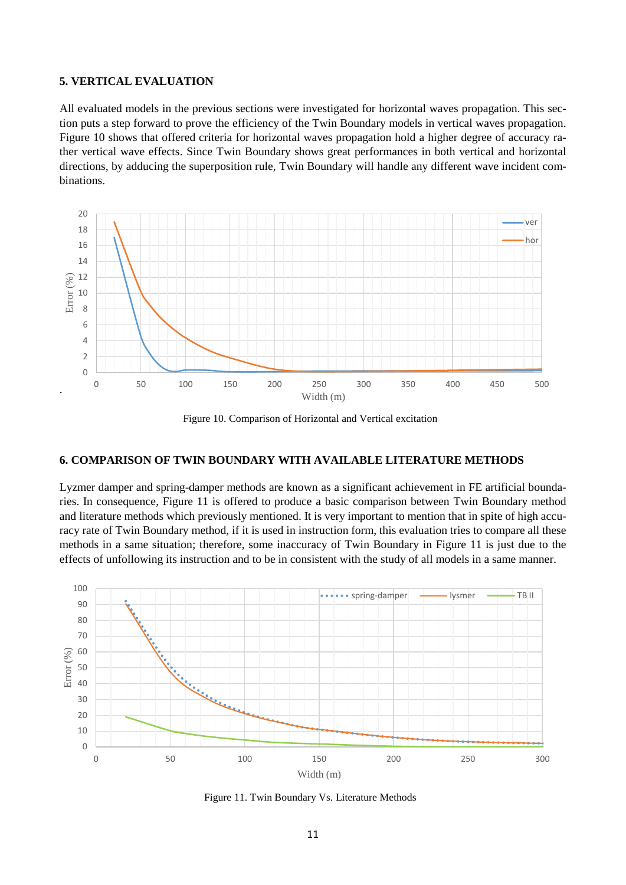## 5. VERTICAL EVALUATION

All evaluated models in the previous sections were investigated for horizontal waves propagation. This section puts a step forward to prove the efficiency of the Twin Boundary models in vertical waves propagation. Figure 10 shows that offered criteria for horizontal waves propagation hold a higher degree of accuracy rather vertical wave effects. Since Twin Boundary shows great performances in both vertical and horizontal directions, by adducing the superposition rule, Twin Boundary will handle any different wave incident combinations.

Figure 10. Comparison of Horizontal and Vertical excitation

## 6. COMPARISON OF TWIN BOUNDARY WITH AVAILABLE LITERATURE METHODS

Lyzmer damper and spring-damper methods are known as a significant achievement in FE artificial boundaries. In consequence, Figure 11 is offered to produce a basic comparison between Twin Boundary method and literature methods which previously mentioned. It is very important to mention that in spite of high accuracy rate of Twin Boundary method, if it is used in instruction form, this evaluation tries to compare all these methods in a same situation; therefore, some inaccuracy of Twin Boundary in Figure 11 is just due to the effects of unfollowing its instruction and to be in consistent with the study of all models in a same manner.

Figure 11. Twin Boundary Vs. Literature Methods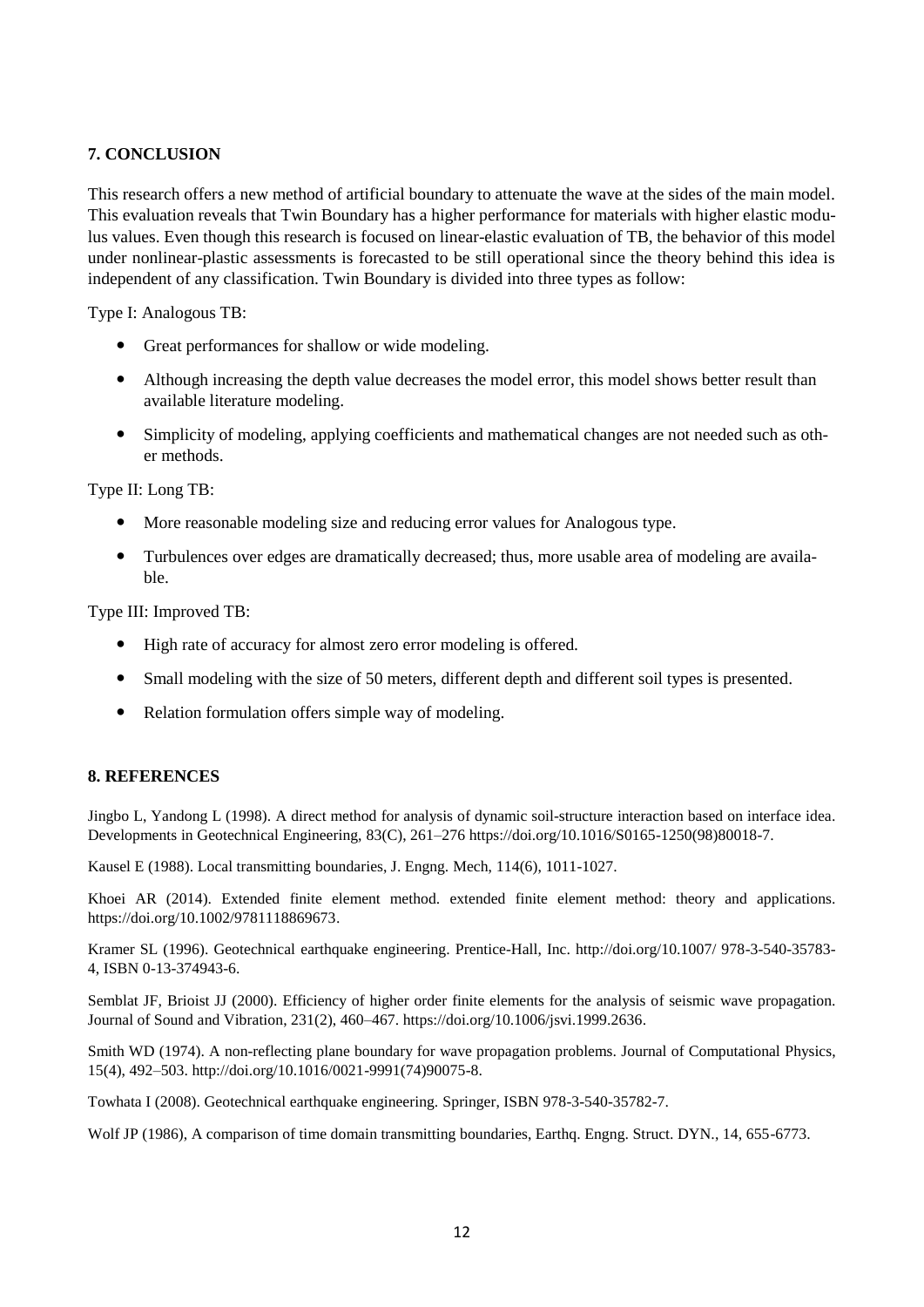## 7. CONCLUSION

This research offers a new method of artificial boundary to attenuate the wave at the sides of the main model. This evaluation reveals that Twin Boundary has a higher performance for materials with higher elastic modulus values. Even though this research is focused on linear-elastic evaluation of TB, the behavior of this model under nonlinear-plastic assessments is forecasted to be still operational since the theory behind this idea is independent of any classification. Twin Boundary is divided into three types as follow:

Type I: Analogous TB:

- Great performances for shallow or wide modeling.
- Although increasing the depth value decreases the model error, this model shows better result than available literature modeling.
- Simplicity of modeling, applying coefficients and mathematical changes are not needed such as other methods.

Type II: Long TB:

- More reasonable modeling size and reducing error values for Analogous type.
- Turbulences over edges are dramatically decreased; thus, more usable area of modeling are available.

Type III: Improved TB:

- High rate of accuracy for almost zero error modeling is offered.
- Small modeling with the size of 50 meters, different depth and different soil types is presented.
- Relation formulation offers simple way of modeling.

## 8. REFERENCES

Jingbo L, Yandong L (1998). A direct method for analysis of dynamic soil-structure interaction based on interface idea. Developments in Geotechnical Engineering, 83(C), 261–276 https://doi.org/10.1016/S0165-1250(98)80018-7.

Kausel E (1988). Local transmitting boundaries, J. Engng. Mech, 114(6), 1011-1027.

Khoei AR (2014). Extended finite element method. extended finite element method: theory and applications. https://doi.org/10.1002/9781118869673.

Kramer SL (1996). Geotechnical earthquake engineering. Prentice-Hall, Inc. http://doi.org/10.1007/ 978-3-540-35783-4, ISBN 0-13-374943-6.

Semblat JF, Brioist JJ (2000). Efficiency of higher order finite elements for the analysis of seismic wave propagation. Journal of Sound and Vibration, 231(2), 460–467. https://doi.org/10.1006/jsvi.1999.2636.

Smith WD (1974). A non-reflecting plane boundary for wave propagation problems. Journal of Computational Physics, 15(4), 492–503. http://doi.org/10.1016/0021-9991(74)90075-8.

Towhata I (2008). Geotechnical earthquake engineering. Springer, ISBN 978-3-540-35782-7.

Wolf JP (1986), A comparison of time domain transmitting boundaries, Earthq. Engng. Struct. DYN., 14, 655-6773.